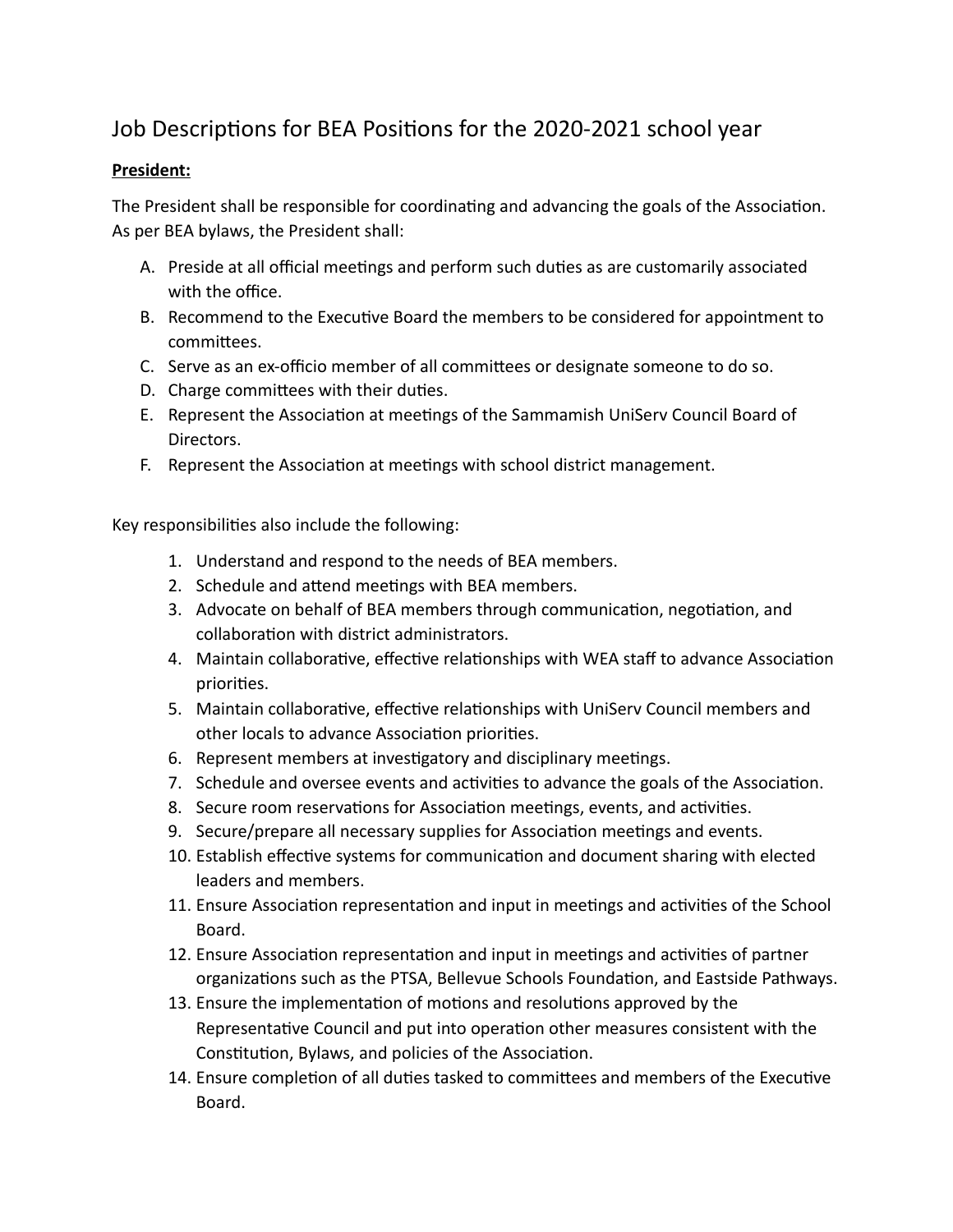# Job Descriptions for BEA Positions for the 2020-2021 school year

**President:**

The President shall be responsible for coordinating and advancing the goals of the Association. As per BEA bylaws, the President shall:

A. Preside at all official meetings and perform such duties as are customarily associated with the office.
B. Recommend to the Executive Board the members to be considered for appointment to committees.
C. Serve as an ex-officio member of all committees or designate someone to do so.
D. Charge committees with their duties.
E. Represent the Association at meetings of the Sammamish UniServ Council Board of Directors.
F. Represent the Association at meetings with school district management.

Key responsibilities also include the following:

1. Understand and respond to the needs of BEA members.
2. Schedule and attend meetings with BEA members.
3. Advocate on behalf of BEA members through communication, negotiation, and collaboration with district administrators.
4. Maintain collaborative, effective relationships with WEA staff to advance Association priorities.
5. Maintain collaborative, effective relationships with UniServ Council members and other locals to advance Association priorities.
6. Represent members at investigatory and disciplinary meetings.
7. Schedule and oversee events and activities to advance the goals of the Association.
8. Secure room reservations for Association meetings, events, and activities.
9. Secure/prepare all necessary supplies for Association meetings and events.
10. Establish effective systems for communication and document sharing with elected leaders and members.
11. Ensure Association representation and input in meetings and activities of the School Board.
12. Ensure Association representation and input in meetings and activities of partner organizations such as the PTSA, Bellevue Schools Foundation, and Eastside Pathways.
13. Ensure the implementation of motions and resolutions approved by the Representative Council and put into operation other measures consistent with the Constitution, Bylaws, and policies of the Association.
14. Ensure completion of all duties tasked to committees and members of the Executive Board.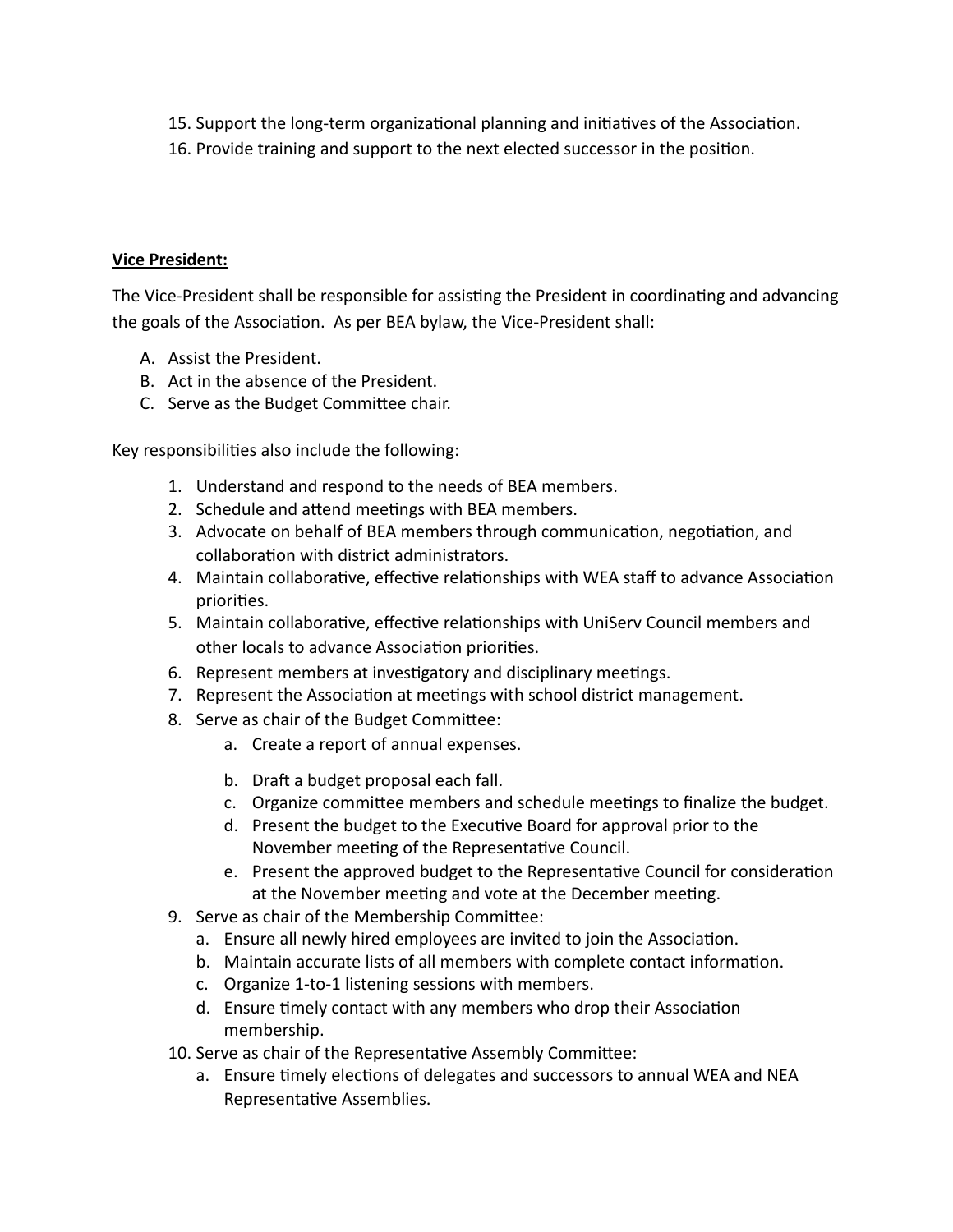15. Support the long-term organizational planning and initiatives of the Association.
16. Provide training and support to the next elected successor in the position.

**<u>Vice President:</u>**

The Vice-President shall be responsible for assisting the President in coordinating and advancing the goals of the Association. As per BEA bylaw, the Vice-President shall:

A. Assist the President.
B. Act in the absence of the President.
C. Serve as the Budget Committee chair.

Key responsibilities also include the following:

1. Understand and respond to the needs of BEA members.
2. Schedule and attend meetings with BEA members.
3. Advocate on behalf of BEA members through communication, negotiation, and collaboration with district administrators.
4. Maintain collaborative, effective relationships with WEA staff to advance Association priorities.
5. Maintain collaborative, effective relationships with UniServ Council members and other locals to advance Association priorities.
6. Represent members at investigatory and disciplinary meetings.
7. Represent the Association at meetings with school district management.
8. Serve as chair of the Budget Committee:
    a. Create a report of annual expenses.
    b. Draft a budget proposal each fall.
    c. Organize committee members and schedule meetings to finalize the budget.
    d. Present the budget to the Executive Board for approval prior to the November meeting of the Representative Council.
    e. Present the approved budget to the Representative Council for consideration at the November meeting and vote at the December meeting.
9. Serve as chair of the Membership Committee:
    a. Ensure all newly hired employees are invited to join the Association.
    b. Maintain accurate lists of all members with complete contact information.
    c. Organize 1-to-1 listening sessions with members.
    d. Ensure timely contact with any members who drop their Association membership.
10. Serve as chair of the Representative Assembly Committee:
    a. Ensure timely elections of delegates and successors to annual WEA and NEA Representative Assemblies.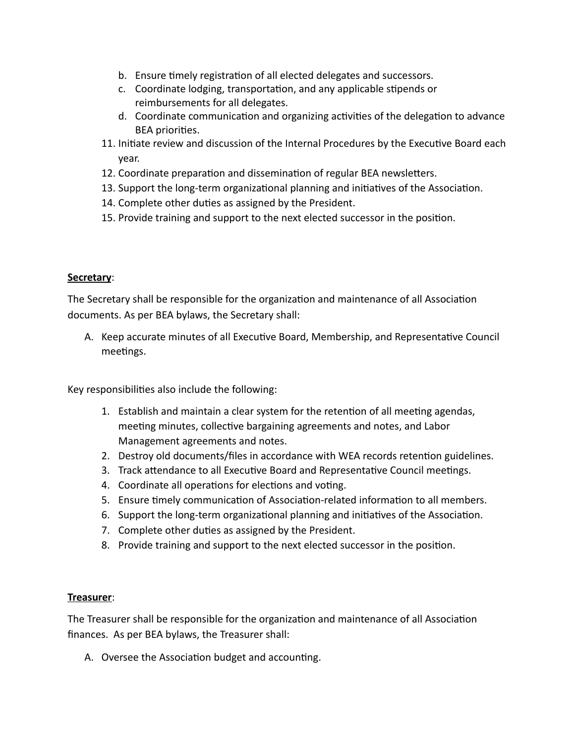b. Ensure timely registration of all elected delegates and successors.
   c. Coordinate lodging, transportation, and any applicable stipends or reimbursements for all delegates.
   d. Coordinate communication and organizing activities of the delegation to advance BEA priorities.

11. Initiate review and discussion of the Internal Procedures by the Executive Board each year.
12. Coordinate preparation and dissemination of regular BEA newsletters.
13. Support the long-term organizational planning and initiatives of the Association.
14. Complete other duties as assigned by the President.
15. Provide training and support to the next elected successor in the position.

**Secretary**:

The Secretary shall be responsible for the organization and maintenance of all Association documents. As per BEA bylaws, the Secretary shall:

A. Keep accurate minutes of all Executive Board, Membership, and Representative Council meetings.

Key responsibilities also include the following:

1. Establish and maintain a clear system for the retention of all meeting agendas, meeting minutes, collective bargaining agreements and notes, and Labor Management agreements and notes.
2. Destroy old documents/files in accordance with WEA records retention guidelines.
3. Track attendance to all Executive Board and Representative Council meetings.
4. Coordinate all operations for elections and voting.
5. Ensure timely communication of Association-related information to all members.
6. Support the long-term organizational planning and initiatives of the Association.
7. Complete other duties as assigned by the President.
8. Provide training and support to the next elected successor in the position.

**Treasurer**:

The Treasurer shall be responsible for the organization and maintenance of all Association finances. As per BEA bylaws, the Treasurer shall:

A. Oversee the Association budget and accounting.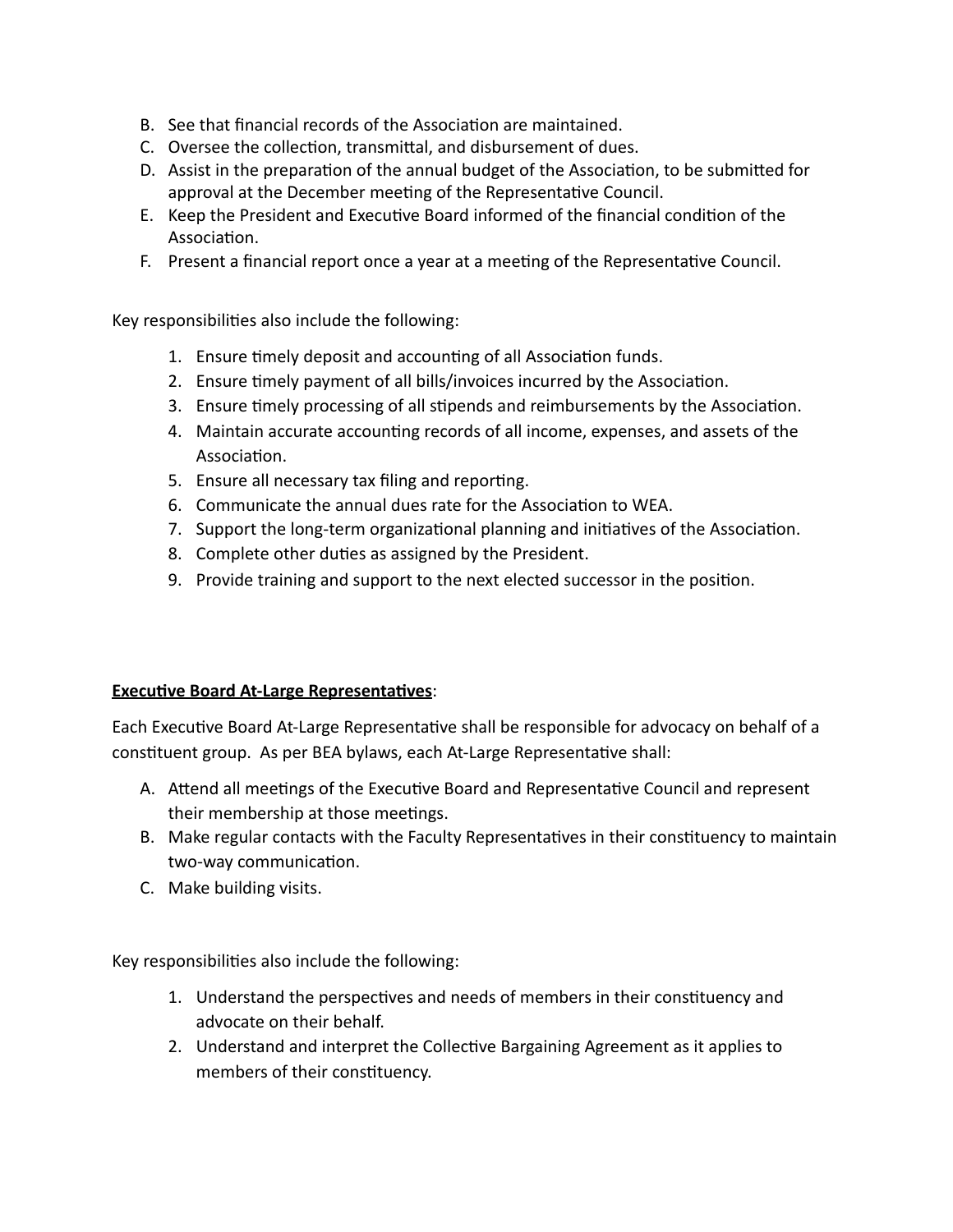B. See that financial records of the Association are maintained.
C. Oversee the collection, transmittal, and disbursement of dues.
D. Assist in the preparation of the annual budget of the Association, to be submitted for approval at the December meeting of the Representative Council.
E. Keep the President and Executive Board informed of the financial condition of the Association.
F. Present a financial report once a year at a meeting of the Representative Council.

Key responsibilities also include the following:

1. Ensure timely deposit and accounting of all Association funds.
2. Ensure timely payment of all bills/invoices incurred by the Association.
3. Ensure timely processing of all stipends and reimbursements by the Association.
4. Maintain accurate accounting records of all income, expenses, and assets of the Association.
5. Ensure all necessary tax filing and reporting.
6. Communicate the annual dues rate for the Association to WEA.
7. Support the long-term organizational planning and initiatives of the Association.
8. Complete other duties as assigned by the President.
9. Provide training and support to the next elected successor in the position.

**<u>Executive Board At-Large Representatives</u>**:

Each Executive Board At-Large Representative shall be responsible for advocacy on behalf of a constituent group. As per BEA bylaws, each At-Large Representative shall:

A. Attend all meetings of the Executive Board and Representative Council and represent their membership at those meetings.
B. Make regular contacts with the Faculty Representatives in their constituency to maintain two-way communication.
C. Make building visits.

Key responsibilities also include the following:

1. Understand the perspectives and needs of members in their constituency and advocate on their behalf.
2. Understand and interpret the Collective Bargaining Agreement as it applies to members of their constituency.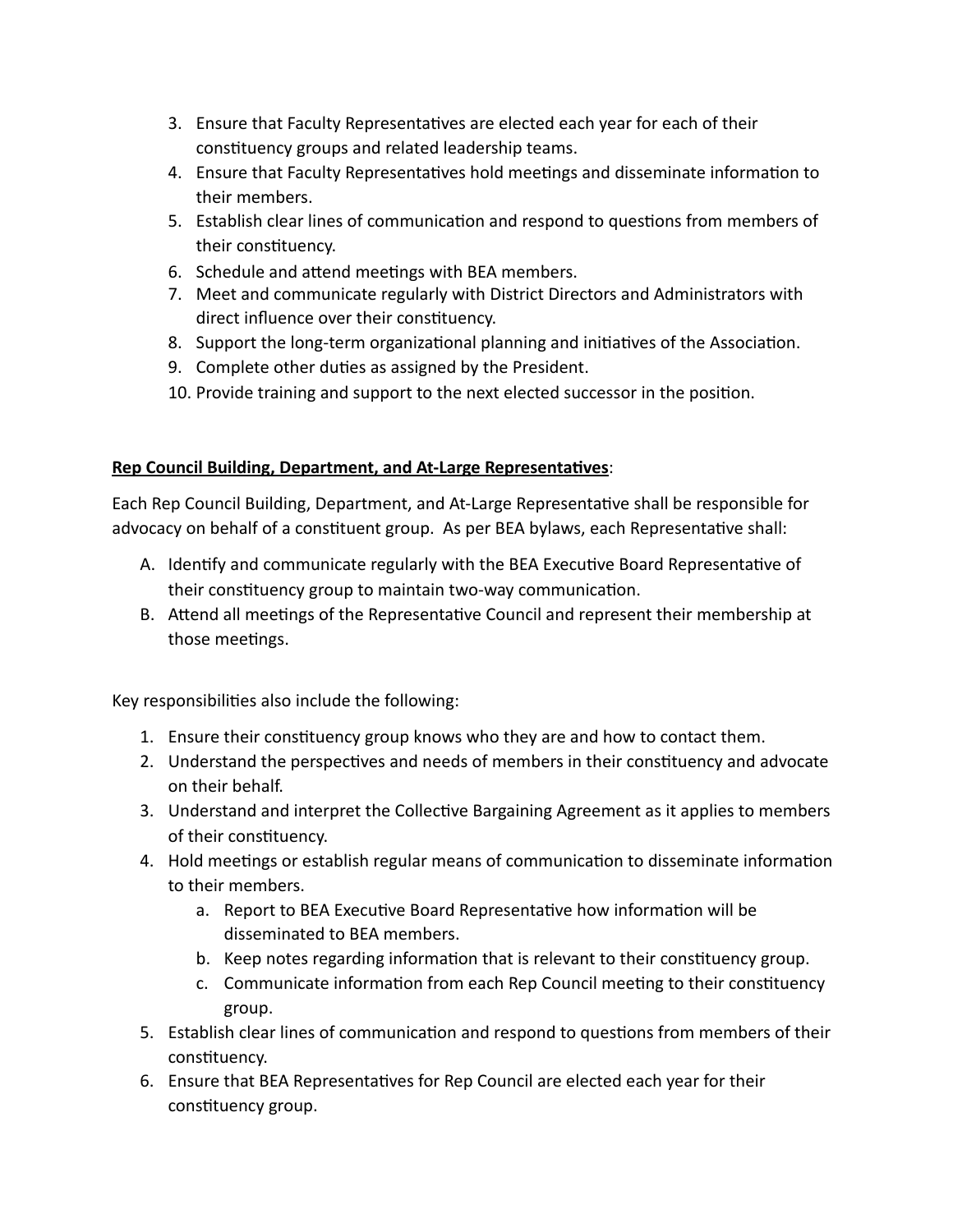3. Ensure that Faculty Representatives are elected each year for each of their constituency groups and related leadership teams.
4. Ensure that Faculty Representatives hold meetings and disseminate information to their members.
5. Establish clear lines of communication and respond to questions from members of their constituency.
6. Schedule and attend meetings with BEA members.
7. Meet and communicate regularly with District Directors and Administrators with direct influence over their constituency.
8. Support the long-term organizational planning and initiatives of the Association.
9. Complete other duties as assigned by the President.
10. Provide training and support to the next elected successor in the position.

**<u>Rep Council Building, Department, and At-Large Representatives</u>**:

Each Rep Council Building, Department, and At-Large Representative shall be responsible for advocacy on behalf of a constituent group. As per BEA bylaws, each Representative shall:

A. Identify and communicate regularly with the BEA Executive Board Representative of their constituency group to maintain two-way communication.
B. Attend all meetings of the Representative Council and represent their membership at those meetings.

Key responsibilities also include the following:

1. Ensure their constituency group knows who they are and how to contact them.
2. Understand the perspectives and needs of members in their constituency and advocate on their behalf.
3. Understand and interpret the Collective Bargaining Agreement as it applies to members of their constituency.
4. Hold meetings or establish regular means of communication to disseminate information to their members.
   a. Report to BEA Executive Board Representative how information will be disseminated to BEA members.
   b. Keep notes regarding information that is relevant to their constituency group.
   c. Communicate information from each Rep Council meeting to their constituency group.
5. Establish clear lines of communication and respond to questions from members of their constituency.
6. Ensure that BEA Representatives for Rep Council are elected each year for their constituency group.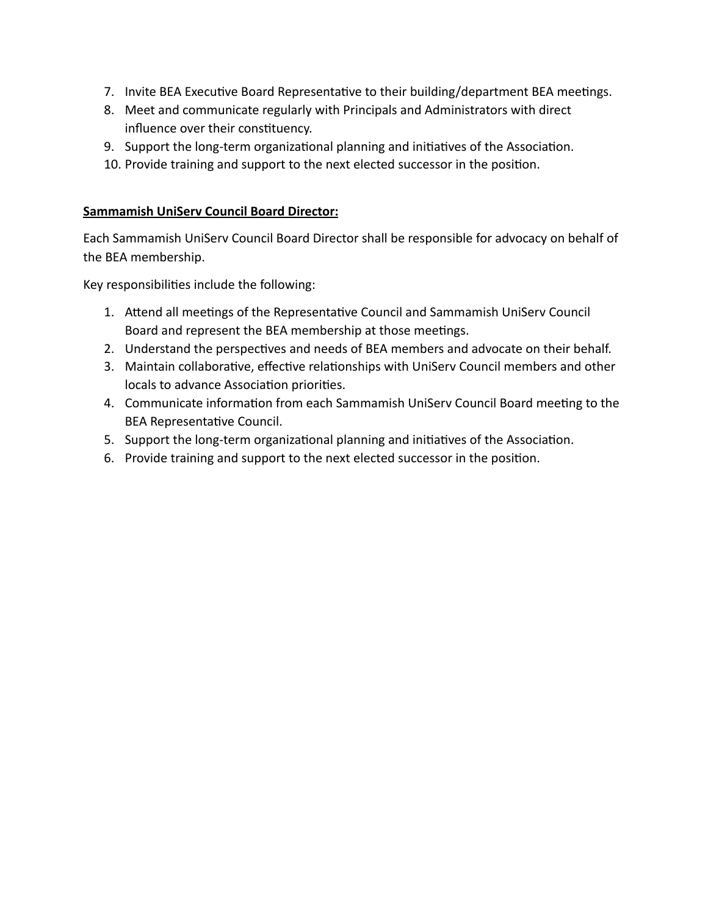7. Invite BEA Executive Board Representative to their building/department BEA meetings.
8. Meet and communicate regularly with Principals and Administrators with direct influence over their constituency.
9. Support the long-term organizational planning and initiatives of the Association.
10. Provide training and support to the next elected successor in the position.

**Sammamish UniServ Council Board Director:**

Each Sammamish UniServ Council Board Director shall be responsible for advocacy on behalf of the BEA membership.

Key responsibilities include the following:

1. Attend all meetings of the Representative Council and Sammamish UniServ Council Board and represent the BEA membership at those meetings.
2. Understand the perspectives and needs of BEA members and advocate on their behalf.
3. Maintain collaborative, effective relationships with UniServ Council members and other locals to advance Association priorities.
4. Communicate information from each Sammamish UniServ Council Board meeting to the BEA Representative Council.
5. Support the long-term organizational planning and initiatives of the Association.
6. Provide training and support to the next elected successor in the position.